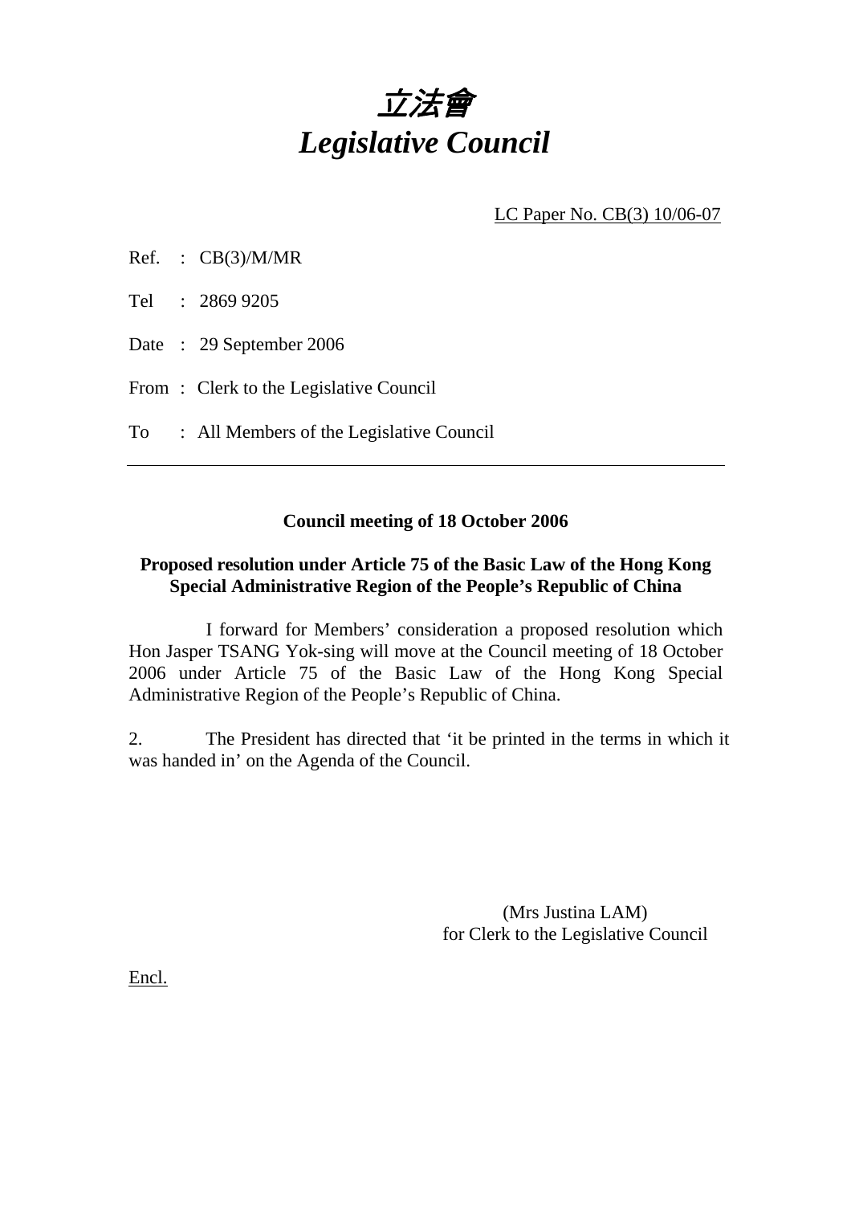# *立法會*
# *Legislative Council*

LC Paper No. CB(3) 10/06-07

Ref. : CB(3)/M/MR

Tel : 2869 9205

Date : 29 September 2006

From : Clerk to the Legislative Council

To : All Members of the Legislative Council

---

**Council meeting of 18 October 2006**

**Proposed resolution under Article 75 of the Basic Law of the Hong Kong Special Administrative Region of the People's Republic of China**

I forward for Members' consideration a proposed resolution which Hon Jasper TSANG Yok-sing will move at the Council meeting of 18 October 2006 under Article 75 of the Basic Law of the Hong Kong Special Administrative Region of the People's Republic of China.

2. The President has directed that 'it be printed in the terms in which it was handed in' on the Agenda of the Council.

(Mrs Justina LAM)
for Clerk to the Legislative Council

Encl.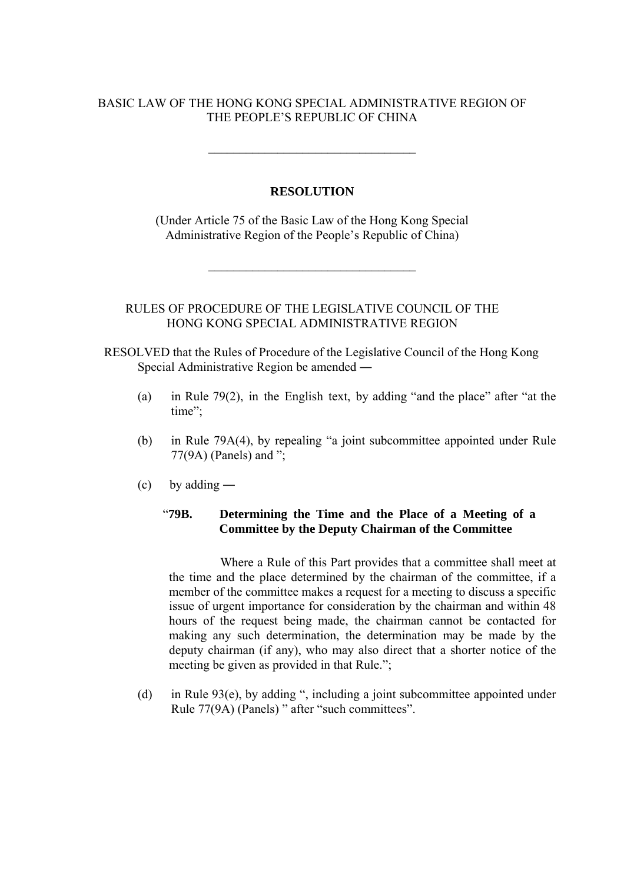BASIC LAW OF THE HONG KONG SPECIAL ADMINISTRATIVE REGION OF THE PEOPLE'S REPUBLIC OF CHINA

---

**RESOLUTION**

(Under Article 75 of the Basic Law of the Hong Kong Special Administrative Region of the People's Republic of China)

---

RULES OF PROCEDURE OF THE LEGISLATIVE COUNCIL OF THE HONG KONG SPECIAL ADMINISTRATIVE REGION

RESOLVED that the Rules of Procedure of the Legislative Council of the Hong Kong Special Administrative Region be amended ―

(a) in Rule 79(2), in the English text, by adding "and the place" after "at the time";

(b) in Rule 79A(4), by repealing "a joint subcommittee appointed under Rule 77(9A) (Panels) and ";

(c) by adding ―

"**79B. Determining the Time and the Place of a Meeting of a Committee by the Deputy Chairman of the Committee**

Where a Rule of this Part provides that a committee shall meet at the time and the place determined by the chairman of the committee, if a member of the committee makes a request for a meeting to discuss a specific issue of urgent importance for consideration by the chairman and within 48 hours of the request being made, the chairman cannot be contacted for making any such determination, the determination may be made by the deputy chairman (if any), who may also direct that a shorter notice of the meeting be given as provided in that Rule.";

(d) in Rule 93(e), by adding ", including a joint subcommittee appointed under Rule 77(9A) (Panels) " after "such committees".